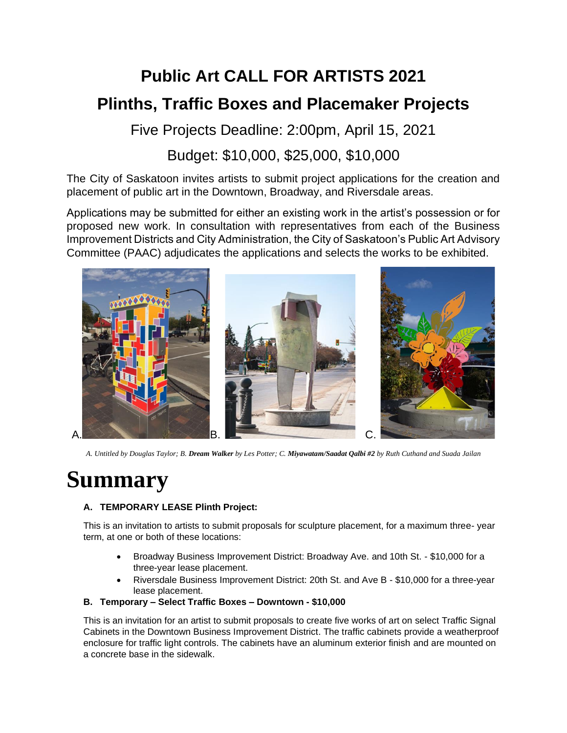# Public Art CALL FOR ARTISTS 2021

## Plinths, Traffic Boxes and Placemaker Projects

Five Projects Deadline: 2:00pm, April 15, 2021

Budget: $10,000, $25,000, $10,000

The City of Saskatoon invites artists to submit project applications for the creation and placement of public art in the Downtown, Broadway, and Riversdale areas.

Applications may be submitted for either an existing work in the artist's possession or for proposed new work. In consultation with representatives from each of the Business Improvement Districts and City Administration, the City of Saskatoon's Public Art Advisory Committee (PAAC) adjudicates the applications and selects the works to be exhibited.

A. B. C.

*A. Untitled by Douglas Taylor; B.* ***Dream Walker*** *by Les Potter; C.* ***Miyawatam/Saadat Qalbi #2*** *by Ruth Cuthand and Suada Jailan*

# Summary

**A. TEMPORARY LEASE Plinth Project:**

This is an invitation to artists to submit proposals for sculpture placement, for a maximum three- year term, at one or both of these locations:

- Broadway Business Improvement District: Broadway Ave. and 10th St. - $10,000 for a three-year lease placement.
- Riversdale Business Improvement District: 20th St. and Ave B - $10,000 for a three-year lease placement.

**B. Temporary – Select Traffic Boxes – Downtown - $10,000**

This is an invitation for an artist to submit proposals to create five works of art on select Traffic Signal Cabinets in the Downtown Business Improvement District. The traffic cabinets provide a weatherproof enclosure for traffic light controls. The cabinets have an aluminum exterior finish and are mounted on a concrete base in the sidewalk.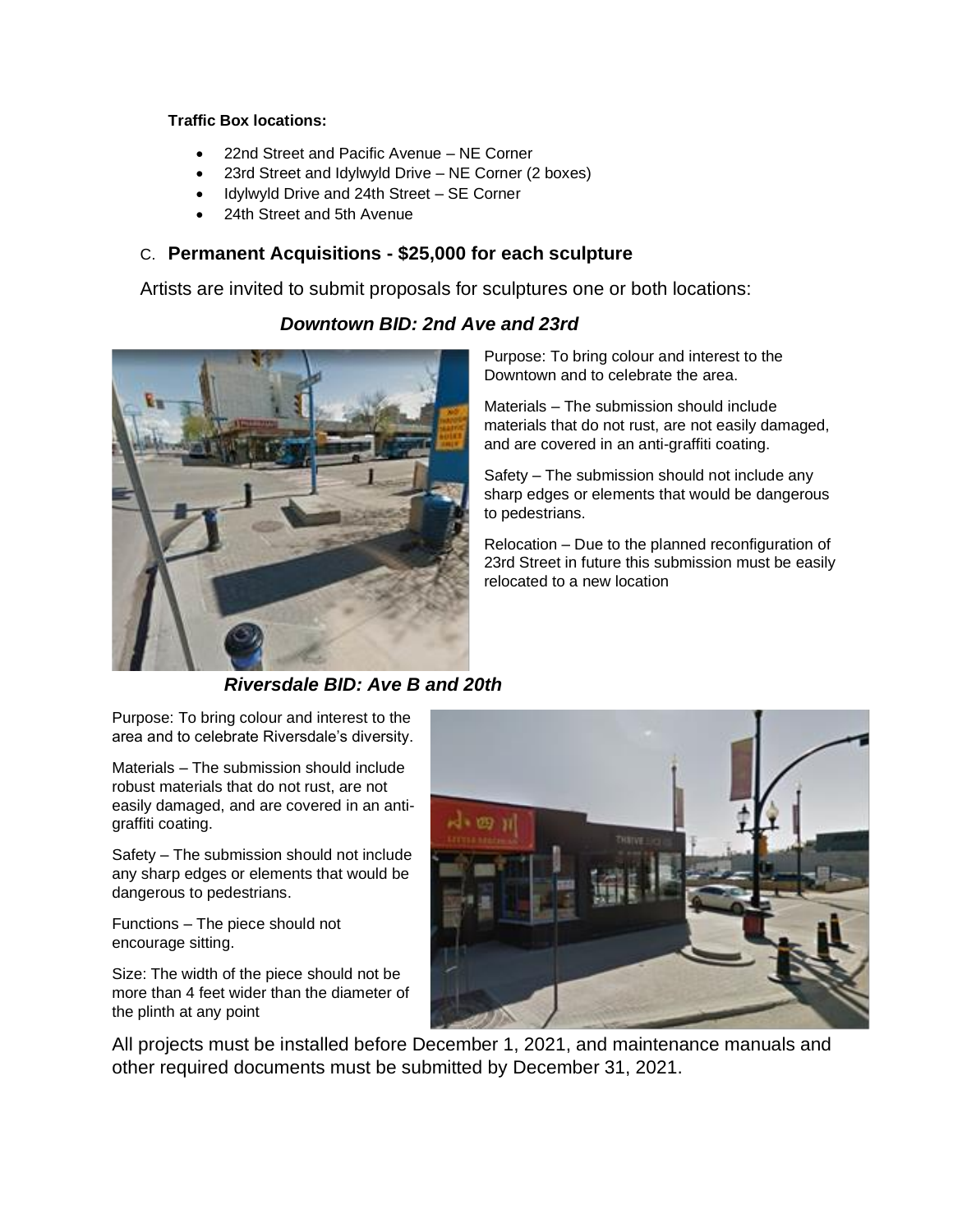**Traffic Box locations:**

- 22nd Street and Pacific Avenue – NE Corner
- 23rd Street and Idylwyld Drive – NE Corner (2 boxes)
- Idylwyld Drive and 24th Street – SE Corner
- 24th Street and 5th Avenue

## C. **Permanent Acquisitions - $25,000 for each sculpture**

Artists are invited to submit proposals for sculptures one or both locations:

### *Downtown BID: 2nd Ave and 23rd*

Purpose: To bring colour and interest to the Downtown and to celebrate the area.

Materials – The submission should include materials that do not rust, are not easily damaged, and are covered in an anti-graffiti coating.

Safety – The submission should not include any sharp edges or elements that would be dangerous to pedestrians.

Relocation – Due to the planned reconfiguration of 23rd Street in future this submission must be easily relocated to a new location

### *Riversdale BID: Ave B and 20th*

Purpose: To bring colour and interest to the area and to celebrate Riversdale's diversity.

Materials – The submission should include robust materials that do not rust, are not easily damaged, and are covered in an anti-graffiti coating.

Safety – The submission should not include any sharp edges or elements that would be dangerous to pedestrians.

Functions – The piece should not encourage sitting.

Size: The width of the piece should not be more than 4 feet wider than the diameter of the plinth at any point

All projects must be installed before December 1, 2021, and maintenance manuals and other required documents must be submitted by December 31, 2021.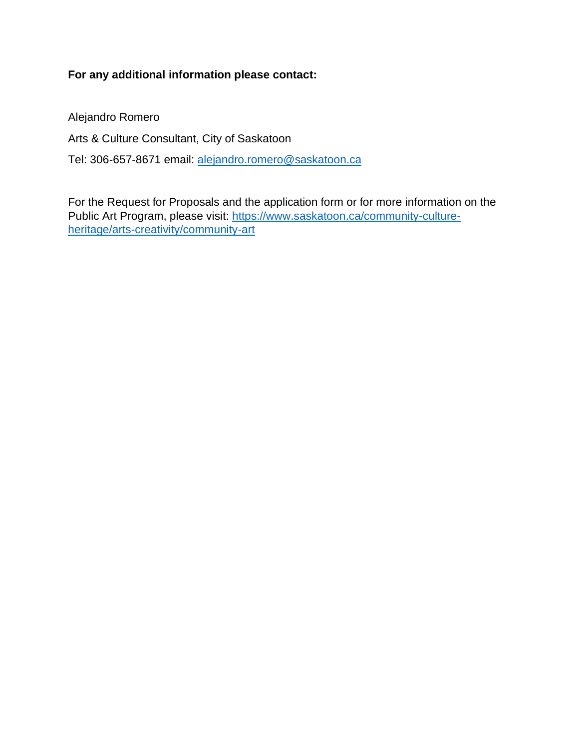**For any additional information please contact:**

Alejandro Romero

Arts & Culture Consultant, City of Saskatoon

Tel: 306-657-8671 email: [alejandro.romero@saskatoon.ca](mailto:alejandro.romero@saskatoon.ca)

For the Request for Proposals and the application form or for more information on the Public Art Program, please visit: [https://www.saskatoon.ca/community-culture-heritage/arts-creativity/community-art](https://www.saskatoon.ca/community-culture-heritage/arts-creativity/community-art)